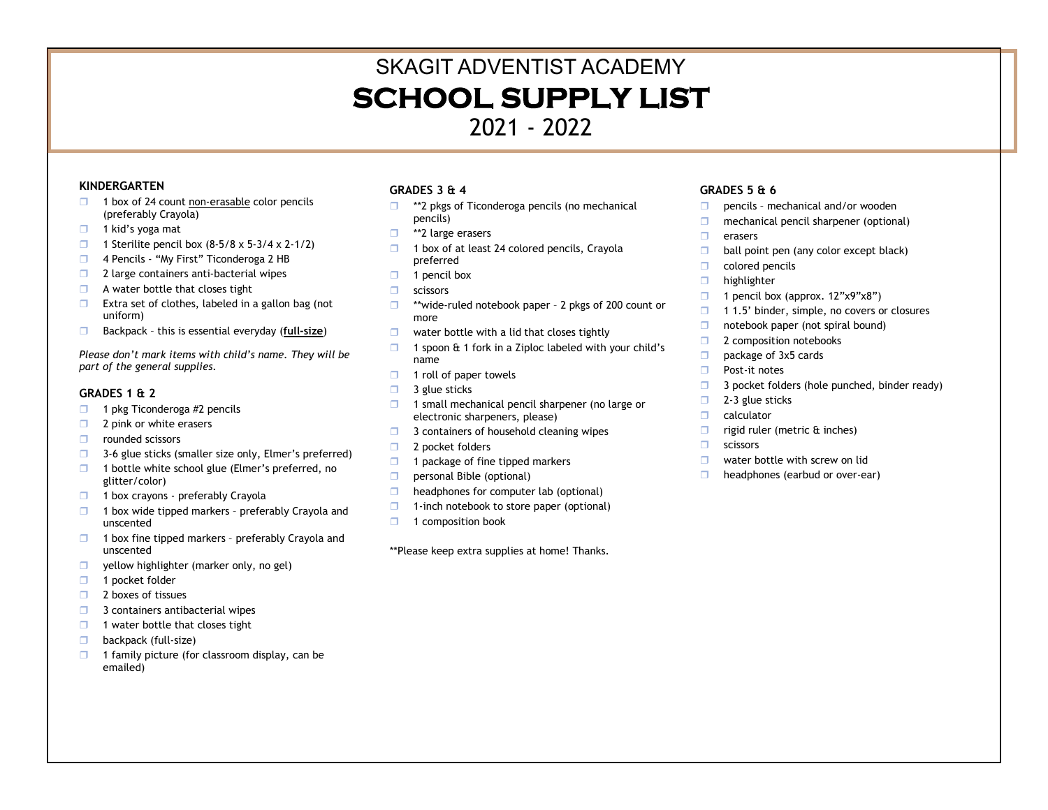# SKAGIT ADVENTIST ACADEMY

# SCHOOL SUPPLY LIST

## 2021 - 2022

### KINDERGARTEN

- ❒ 1 box of 24 count <u>non-erasable</u> color pencils (preferably Crayola)
- ❒ 1 kid's yoga mat
- ❒ 1 Sterilite pencil box (8-5/8 x 5-3/4 x 2-1/2)
- ❒ 4 Pencils - "My First" Ticonderoga 2 HB
- ❒ 2 large containers anti-bacterial wipes
- ❒ A water bottle that closes tight
- ❒ Extra set of clothes, labeled in a gallon bag (not uniform)
- ❒ Backpack – this is essential everyday (**<u>full-size</u>**)

*Please don't mark items with child's name. They will be part of the general supplies.*

### GRADES 1 & 2

- ❒ 1 pkg Ticonderoga #2 pencils
- ❒ 2 pink or white erasers
- ❒ rounded scissors
- ❒ 3-6 glue sticks (smaller size only, Elmer's preferred)
- ❒ 1 bottle white school glue (Elmer's preferred, no glitter/color)
- ❒ 1 box crayons - preferably Crayola
- ❒ 1 box wide tipped markers – preferably Crayola and unscented
- ❒ 1 box fine tipped markers – preferably Crayola and unscented
- ❒ yellow highlighter (marker only, no gel)
- ❒ 1 pocket folder
- ❒ 2 boxes of tissues
- ❒ 3 containers antibacterial wipes
- ❒ 1 water bottle that closes tight
- ❒ backpack (full-size)
- ❒ 1 family picture (for classroom display, can be emailed)

### GRADES 3 & 4

- ❒ **2 pkgs of Ticonderoga pencils (no mechanical pencils)
- ❒ **2 large erasers
- ❒ 1 box of at least 24 colored pencils, Crayola preferred
- ❒ 1 pencil box
- ❒ scissors
- ❒ **wide-ruled notebook paper – 2 pkgs of 200 count or more
- ❒ water bottle with a lid that closes tightly
- ❒ 1 spoon & 1 fork in a Ziploc labeled with your child's name
- ❒ 1 roll of paper towels
- ❒ 3 glue sticks
- ❒ 1 small mechanical pencil sharpener (no large or electronic sharpeners, please)
- ❒ 3 containers of household cleaning wipes
- ❒ 2 pocket folders
- ❒ 1 package of fine tipped markers
- ❒ personal Bible (optional)
- ❒ headphones for computer lab (optional)
- ❒ 1-inch notebook to store paper (optional)
- ❒ 1 composition book

**Please keep extra supplies at home! Thanks.

### GRADES 5 & 6

- ❒ pencils – mechanical and/or wooden
- ❒ mechanical pencil sharpener (optional)
- ❒ erasers
- ❒ ball point pen (any color except black)
- ❒ colored pencils
- ❒ highlighter
- ❒ 1 pencil box (approx. 12"x9"x8")
- ❒ 1 1.5' binder, simple, no covers or closures
- ❒ notebook paper (not spiral bound)
- ❒ 2 composition notebooks
- ❒ package of 3x5 cards
- ❒ Post-it notes
- ❒ 3 pocket folders (hole punched, binder ready)
- ❒ 2-3 glue sticks
- ❒ calculator
- ❒ rigid ruler (metric & inches)
- ❒ scissors
- ❒ water bottle with screw on lid
- ❒ headphones (earbud or over-ear)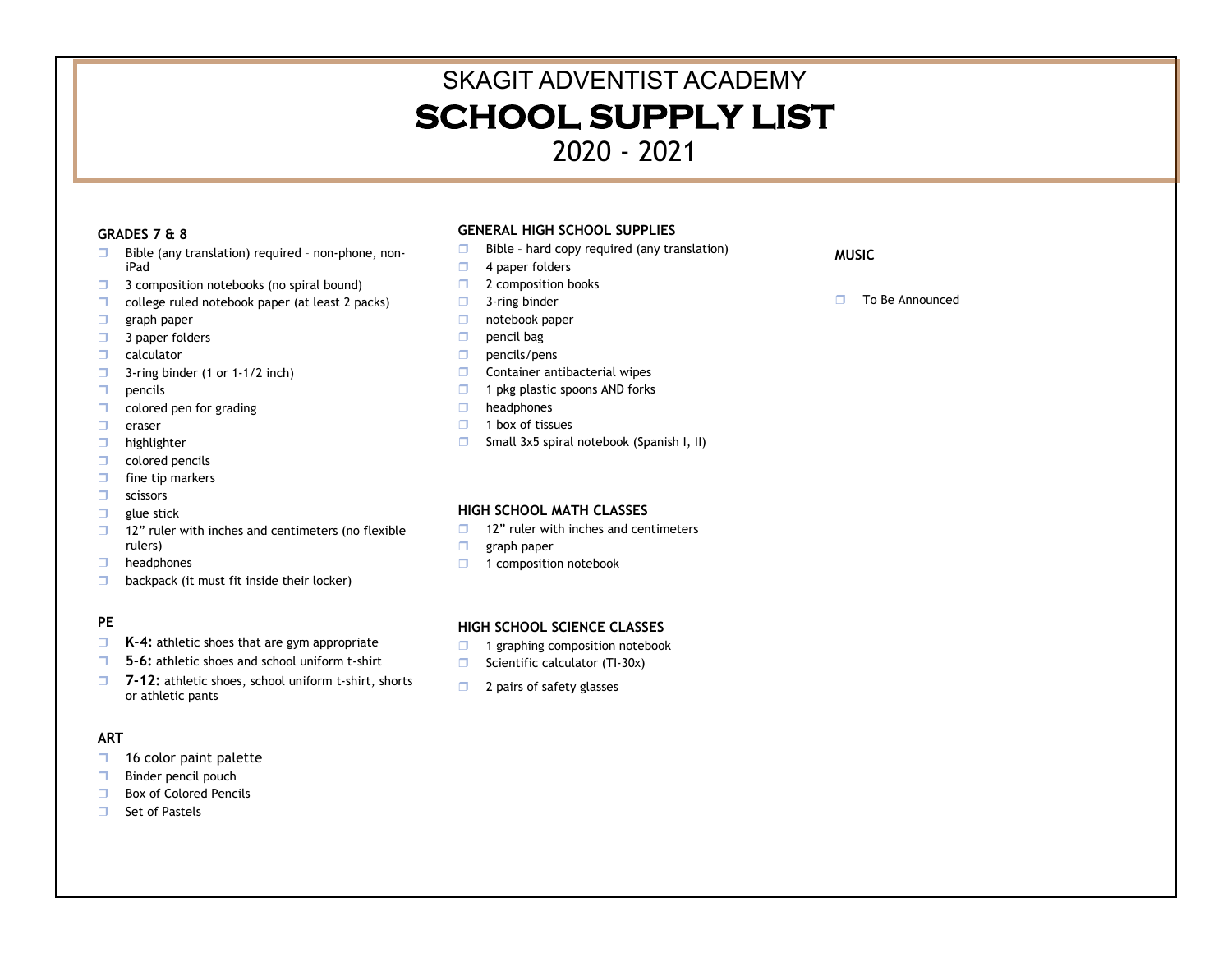# SKAGIT ADVENTIST ACADEMY

# SCHOOL SUPPLY LIST

## 2020 - 2021

### GRADES 7 & 8

- ❒ Bible (any translation) required – non-phone, non-iPad
- ❒ 3 composition notebooks (no spiral bound)
- ❒ college ruled notebook paper (at least 2 packs)
- ❒ graph paper
- ❒ 3 paper folders
- ❒ calculator
- ❒ 3-ring binder (1 or 1-1/2 inch)
- ❒ pencils
- ❒ colored pen for grading
- ❒ eraser
- ❒ highlighter
- ❒ colored pencils
- ❒ fine tip markers
- ❒ scissors
- ❒ glue stick
- ❒ 12" ruler with inches and centimeters (no flexible rulers)
- ❒ headphones
- ❒ backpack (it must fit inside their locker)

### PE

- ❒ **K-4:** athletic shoes that are gym appropriate
- ❒ **5-6:** athletic shoes and school uniform t-shirt
- ❒ **7-12:** athletic shoes, school uniform t-shirt, shorts or athletic pants

### ART

- ❒ 16 color paint palette
- ❒ Binder pencil pouch
- ❒ Box of Colored Pencils
- ❒ Set of Pastels

### GENERAL HIGH SCHOOL SUPPLIES

- ❒ Bible – hard copy required (any translation)
- ❒ 4 paper folders
- ❒ 2 composition books
- ❒ 3-ring binder
- ❒ notebook paper
- ❒ pencil bag
- ❒ pencils/pens
- ❒ Container antibacterial wipes
- ❒ 1 pkg plastic spoons AND forks
- ❒ headphones
- ❒ 1 box of tissues
- ❒ Small 3x5 spiral notebook (Spanish I, II)

### HIGH SCHOOL MATH CLASSES

- ❒ 12" ruler with inches and centimeters
- ❒ graph paper
- ❒ 1 composition notebook

### HIGH SCHOOL SCIENCE CLASSES

- ❒ 1 graphing composition notebook
- ❒ Scientific calculator (TI-30x)
- ❒ 2 pairs of safety glasses

### MUSIC

- ❒ To Be Announced